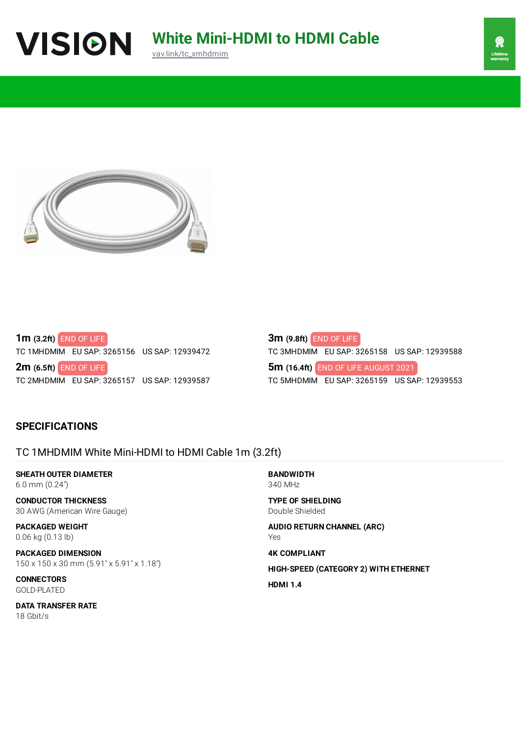VISION

# White Mini-HDMI to HDMI Cable

vav.link/tc_xmhdmim

Lifetime warranty

**1m** **(3.2ft)** END OF LIFE
TC 1MHDMIM EU SAP: 3265156 US SAP: 12939472

**2m** **(6.5ft)** END OF LIFE
TC 2MHDMIM EU SAP: 3265157 US SAP: 12939587

**3m** **(9.8ft)** END OF LIFE
TC 3MHDMIM EU SAP: 3265158 US SAP: 12939588

**5m** **(16.4ft)** END OF LIFE AUGUST 2021
TC 5MHDMIM EU SAP: 3265159 US SAP: 12939553

## SPECIFICATIONS

### TC 1MHDMIM White Mini-HDMI to HDMI Cable 1m (3.2ft)

**SHEATH OUTER DIAMETER**
6.0 mm (0.24")

**CONDUCTOR THICKNESS**
30 AWG (American Wire Gauge)

**PACKAGED WEIGHT**
0.06 kg (0.13 lb)

**PACKAGED DIMENSION**
150 x 150 x 30 mm (5.91" x 5.91" x 1.18")

**CONNECTORS**
GOLD-PLATED

**DATA TRANSFER RATE**
18 Gbit/s

**BANDWIDTH**
340 MHz

**TYPE OF SHIELDING**
Double Shielded

**AUDIO RETURN CHANNEL (ARC)**
Yes

**4K COMPLIANT**

**HIGH-SPEED (CATEGORY 2) WITH ETHERNET**

**HDMI 1.4**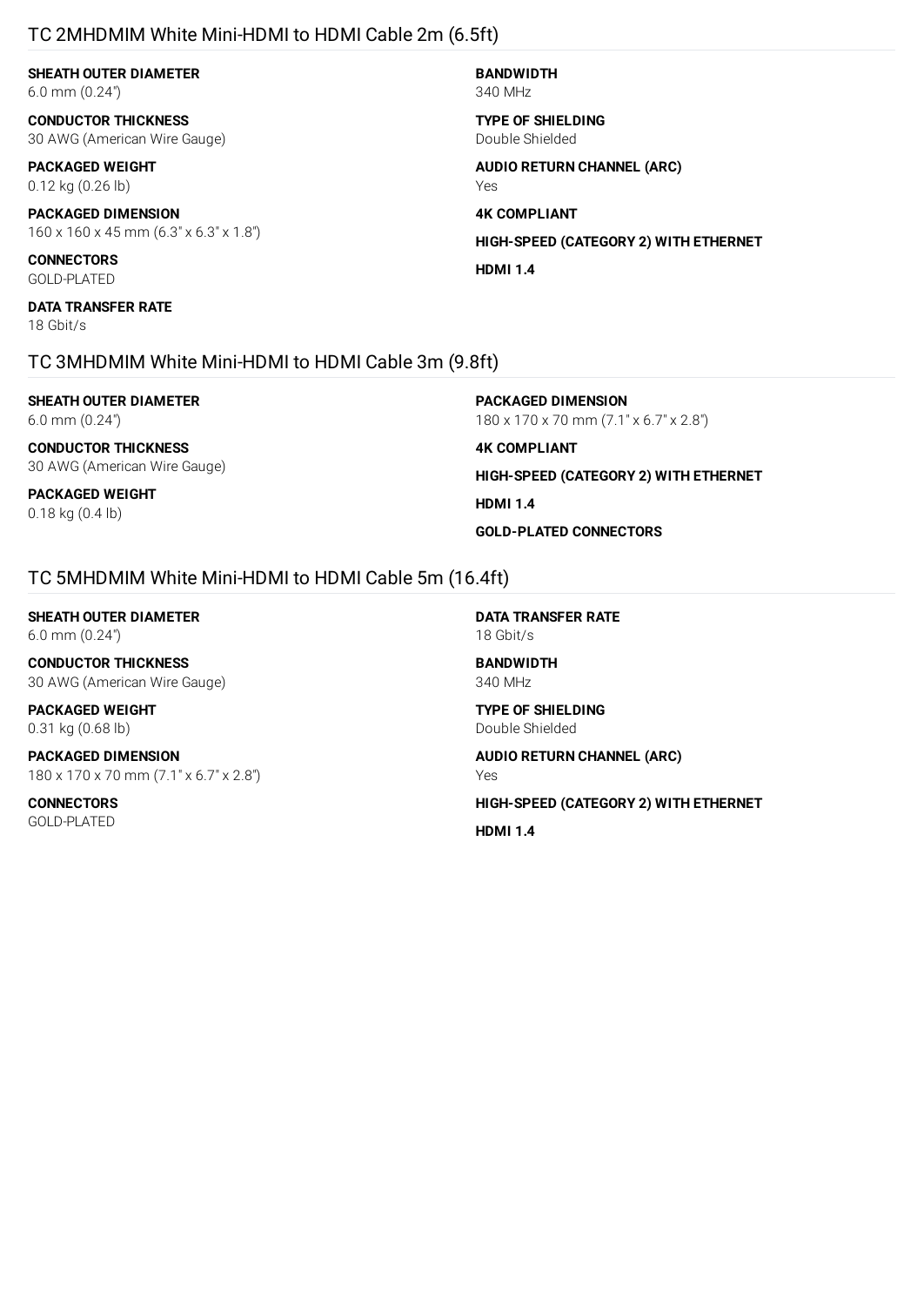## TC 2MHDMIM White Mini-HDMI to HDMI Cable 2m (6.5ft)

**SHEATH OUTER DIAMETER**
6.0 mm (0.24")

**CONDUCTOR THICKNESS**
30 AWG (American Wire Gauge)

**PACKAGED WEIGHT**
0.12 kg (0.26 lb)

**PACKAGED DIMENSION**
160 x 160 x 45 mm (6.3" x 6.3" x 1.8")

**CONNECTORS**
GOLD-PLATED

**DATA TRANSFER RATE**
18 Gbit/s

**BANDWIDTH**
340 MHz

**TYPE OF SHIELDING**
Double Shielded

**AUDIO RETURN CHANNEL (ARC)**
Yes

**4K COMPLIANT**

**HIGH-SPEED (CATEGORY 2) WITH ETHERNET**

**HDMI 1.4**

## TC 3MHDMIM White Mini-HDMI to HDMI Cable 3m (9.8ft)

**SHEATH OUTER DIAMETER**
6.0 mm (0.24")

**CONDUCTOR THICKNESS**
30 AWG (American Wire Gauge)

**PACKAGED WEIGHT**
0.18 kg (0.4 lb)

**PACKAGED DIMENSION**
180 x 170 x 70 mm (7.1" x 6.7" x 2.8")

**4K COMPLIANT**

**HIGH-SPEED (CATEGORY 2) WITH ETHERNET**

**HDMI 1.4**

**GOLD-PLATED CONNECTORS**

## TC 5MHDMIM White Mini-HDMI to HDMI Cable 5m (16.4ft)

**SHEATH OUTER DIAMETER**
6.0 mm (0.24")

**CONDUCTOR THICKNESS**
30 AWG (American Wire Gauge)

**PACKAGED WEIGHT**
0.31 kg (0.68 lb)

**PACKAGED DIMENSION**
180 x 170 x 70 mm (7.1" x 6.7" x 2.8")

**CONNECTORS**
GOLD-PLATED

**DATA TRANSFER RATE**
18 Gbit/s

**BANDWIDTH**
340 MHz

**TYPE OF SHIELDING**
Double Shielded

**AUDIO RETURN CHANNEL (ARC)**
Yes

**HIGH-SPEED (CATEGORY 2) WITH ETHERNET**

**HDMI 1.4**